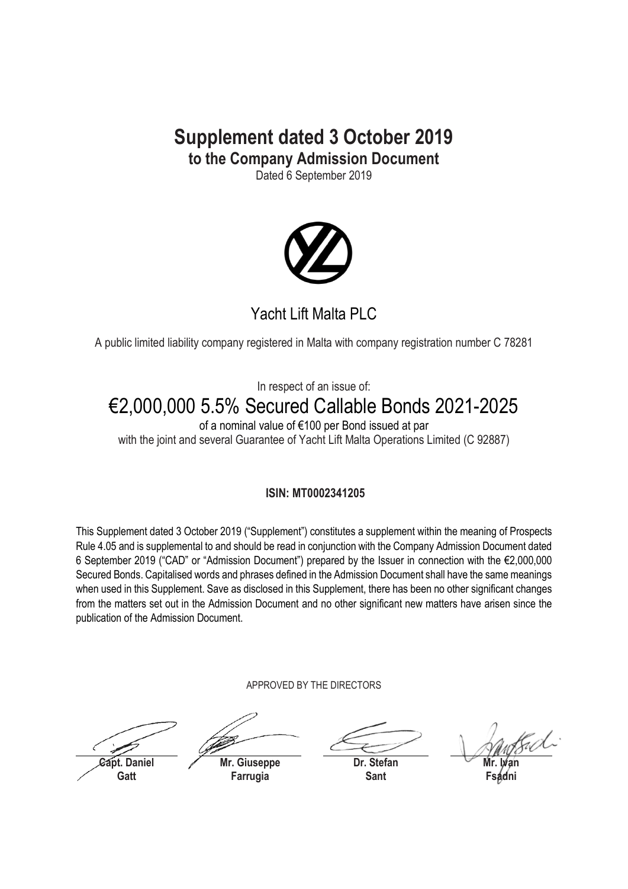# Supplement dated 3 October 2019

## to the Company Admission Document

Dated 6 September 2019

Yacht Lift Malta PLC

A public limited liability company registered in Malta with company registration number C 78281

In respect of an issue of:

## €2,000,000 5.5% Secured Callable Bonds 2021-2025

of a nominal value of €100 per Bond issued at par
with the joint and several Guarantee of Yacht Lift Malta Operations Limited (C 92887)

**ISIN: MT0002341205**

This Supplement dated 3 October 2019 ("Supplement") constitutes a supplement within the meaning of Prospects Rule 4.05 and is supplemental to and should be read in conjunction with the Company Admission Document dated 6 September 2019 ("CAD" or "Admission Document") prepared by the Issuer in connection with the €2,000,000 Secured Bonds. Capitalised words and phrases defined in the Admission Document shall have the same meanings when used in this Supplement. Save as disclosed in this Supplement, there has been no other significant changes from the matters set out in the Admission Document and no other significant new matters have arisen since the publication of the Admission Document.

APPROVED BY THE DIRECTORS

| **Capt. Daniel Gatt** | **Mr. Giuseppe Farrugia** | **Dr. Stefan Sant** | **Mr. Ivan Fsadni** |
|---|---|---|---|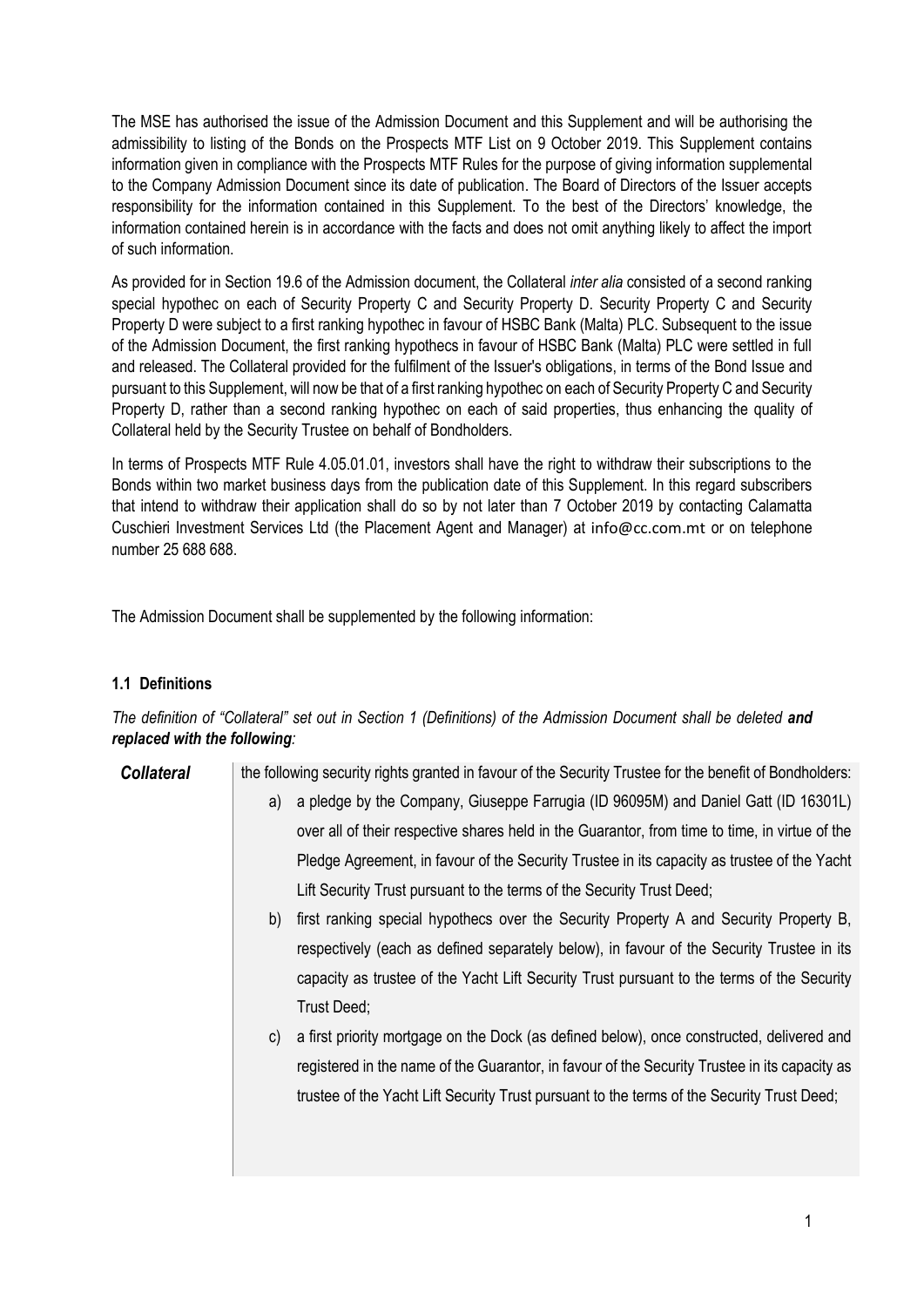The MSE has authorised the issue of the Admission Document and this Supplement and will be authorising the admissibility to listing of the Bonds on the Prospects MTF List on 9 October 2019. This Supplement contains information given in compliance with the Prospects MTF Rules for the purpose of giving information supplemental to the Company Admission Document since its date of publication. The Board of Directors of the Issuer accepts responsibility for the information contained in this Supplement. To the best of the Directors' knowledge, the information contained herein is in accordance with the facts and does not omit anything likely to affect the import of such information.

As provided for in Section 19.6 of the Admission document, the Collateral *inter alia* consisted of a second ranking special hypothec on each of Security Property C and Security Property D. Security Property C and Security Property D were subject to a first ranking hypothec in favour of HSBC Bank (Malta) PLC. Subsequent to the issue of the Admission Document, the first ranking hypothecs in favour of HSBC Bank (Malta) PLC were settled in full and released. The Collateral provided for the fulfilment of the Issuer's obligations, in terms of the Bond Issue and pursuant to this Supplement, will now be that of a first ranking hypothec on each of Security Property C and Security Property D, rather than a second ranking hypothec on each of said properties, thus enhancing the quality of Collateral held by the Security Trustee on behalf of Bondholders.

In terms of Prospects MTF Rule 4.05.01.01, investors shall have the right to withdraw their subscriptions to the Bonds within two market business days from the publication date of this Supplement. In this regard subscribers that intend to withdraw their application shall do so by not later than 7 October 2019 by contacting Calamatta Cuschieri Investment Services Ltd (the Placement Agent and Manager) at info@cc.com.mt or on telephone number 25 688 688.

The Admission Document shall be supplemented by the following information:

### 1.1 Definitions

*The definition of "Collateral" set out in Section 1 (Definitions) of the Admission Document shall be deleted* ***and replaced with the following****:*

| | |
|---|---|
| ***Collateral*** | the following security rights granted in favour of the Security Trustee for the benefit of Bondholders:<br>a) a pledge by the Company, Giuseppe Farrugia (ID 96095M) and Daniel Gatt (ID 16301L) over all of their respective shares held in the Guarantor, from time to time, in virtue of the Pledge Agreement, in favour of the Security Trustee in its capacity as trustee of the Yacht Lift Security Trust pursuant to the terms of the Security Trust Deed;<br>b) first ranking special hypothecs over the Security Property A and Security Property B, respectively (each as defined separately below), in favour of the Security Trustee in its capacity as trustee of the Yacht Lift Security Trust pursuant to the terms of the Security Trust Deed;<br>c) a first priority mortgage on the Dock (as defined below), once constructed, delivered and registered in the name of the Guarantor, in favour of the Security Trustee in its capacity as trustee of the Yacht Lift Security Trust pursuant to the terms of the Security Trust Deed; |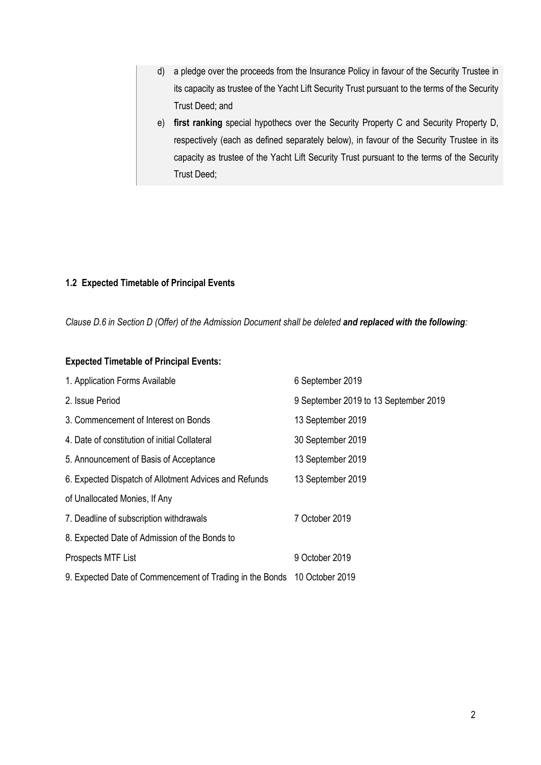d) a pledge over the proceeds from the Insurance Policy in favour of the Security Trustee in its capacity as trustee of the Yacht Lift Security Trust pursuant to the terms of the Security Trust Deed; and

e) **first ranking** special hypothecs over the Security Property C and Security Property D, respectively (each as defined separately below), in favour of the Security Trustee in its capacity as trustee of the Yacht Lift Security Trust pursuant to the terms of the Security Trust Deed;

### 1.2 Expected Timetable of Principal Events

*Clause D.6 in Section D (Offer) of the Admission Document shall be deleted* ***and replaced with the following****:*

**Expected Timetable of Principal Events:**

| | |
|---|---|
| 1. Application Forms Available | 6 September 2019 |
| 2. Issue Period | 9 September 2019 to 13 September 2019 |
| 3. Commencement of Interest on Bonds | 13 September 2019 |
| 4. Date of constitution of initial Collateral | 30 September 2019 |
| 5. Announcement of Basis of Acceptance | 13 September 2019 |
| 6. Expected Dispatch of Allotment Advices and Refunds of Unallocated Monies, If Any | 13 September 2019 |
| 7. Deadline of subscription withdrawals | 7 October 2019 |
| 8. Expected Date of Admission of the Bonds to Prospects MTF List | 9 October 2019 |
| 9. Expected Date of Commencement of Trading in the Bonds | 10 October 2019 |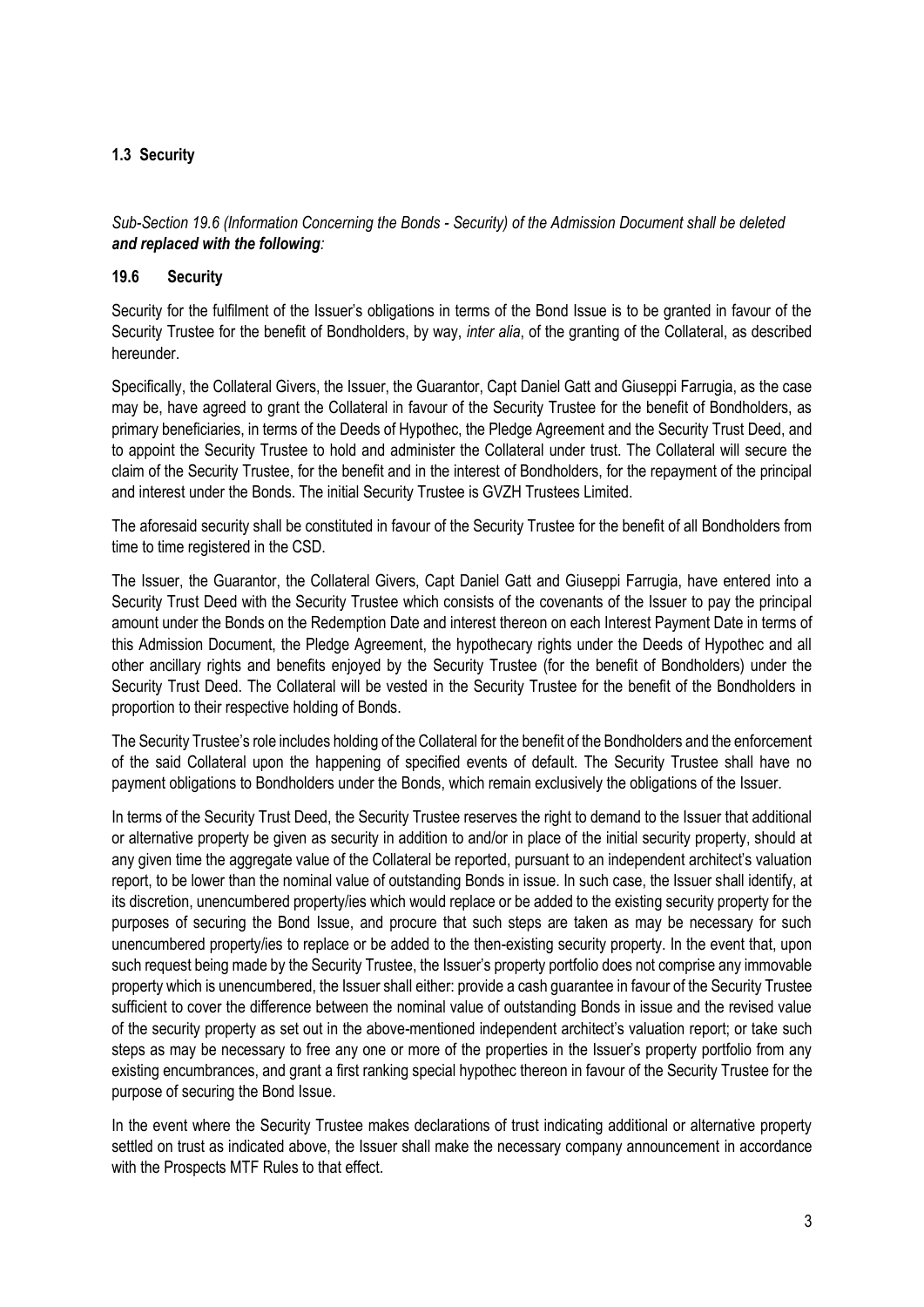### 1.3 Security

*Sub-Section 19.6 (Information Concerning the Bonds - Security) of the Admission Document shall be deleted* ***and replaced with the following****:*

### 19.6 Security

Security for the fulfilment of the Issuer's obligations in terms of the Bond Issue is to be granted in favour of the Security Trustee for the benefit of Bondholders, by way, *inter alia*, of the granting of the Collateral, as described hereunder.

Specifically, the Collateral Givers, the Issuer, the Guarantor, Capt Daniel Gatt and Giuseppi Farrugia, as the case may be, have agreed to grant the Collateral in favour of the Security Trustee for the benefit of Bondholders, as primary beneficiaries, in terms of the Deeds of Hypothec, the Pledge Agreement and the Security Trust Deed, and to appoint the Security Trustee to hold and administer the Collateral under trust. The Collateral will secure the claim of the Security Trustee, for the benefit and in the interest of Bondholders, for the repayment of the principal and interest under the Bonds. The initial Security Trustee is GVZH Trustees Limited.

The aforesaid security shall be constituted in favour of the Security Trustee for the benefit of all Bondholders from time to time registered in the CSD.

The Issuer, the Guarantor, the Collateral Givers, Capt Daniel Gatt and Giuseppi Farrugia, have entered into a Security Trust Deed with the Security Trustee which consists of the covenants of the Issuer to pay the principal amount under the Bonds on the Redemption Date and interest thereon on each Interest Payment Date in terms of this Admission Document, the Pledge Agreement, the hypothecary rights under the Deeds of Hypothec and all other ancillary rights and benefits enjoyed by the Security Trustee (for the benefit of Bondholders) under the Security Trust Deed. The Collateral will be vested in the Security Trustee for the benefit of the Bondholders in proportion to their respective holding of Bonds.

The Security Trustee's role includes holding of the Collateral for the benefit of the Bondholders and the enforcement of the said Collateral upon the happening of specified events of default. The Security Trustee shall have no payment obligations to Bondholders under the Bonds, which remain exclusively the obligations of the Issuer.

In terms of the Security Trust Deed, the Security Trustee reserves the right to demand to the Issuer that additional or alternative property be given as security in addition to and/or in place of the initial security property, should at any given time the aggregate value of the Collateral be reported, pursuant to an independent architect's valuation report, to be lower than the nominal value of outstanding Bonds in issue. In such case, the Issuer shall identify, at its discretion, unencumbered property/ies which would replace or be added to the existing security property for the purposes of securing the Bond Issue, and procure that such steps are taken as may be necessary for such unencumbered property/ies to replace or be added to the then-existing security property. In the event that, upon such request being made by the Security Trustee, the Issuer's property portfolio does not comprise any immovable property which is unencumbered, the Issuer shall either: provide a cash guarantee in favour of the Security Trustee sufficient to cover the difference between the nominal value of outstanding Bonds in issue and the revised value of the security property as set out in the above-mentioned independent architect's valuation report; or take such steps as may be necessary to free any one or more of the properties in the Issuer's property portfolio from any existing encumbrances, and grant a first ranking special hypothec thereon in favour of the Security Trustee for the purpose of securing the Bond Issue.

In the event where the Security Trustee makes declarations of trust indicating additional or alternative property settled on trust as indicated above, the Issuer shall make the necessary company announcement in accordance with the Prospects MTF Rules to that effect.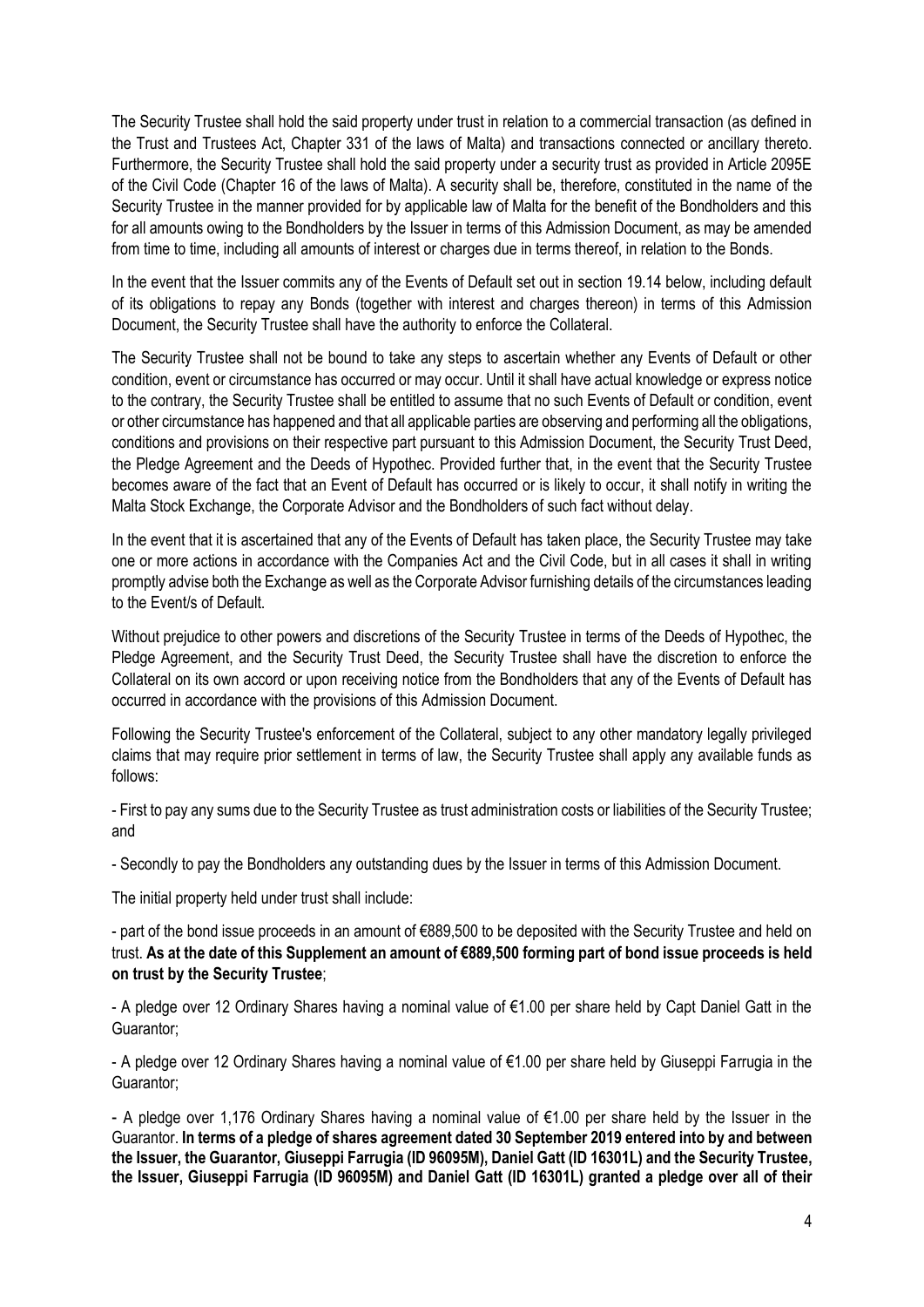The Security Trustee shall hold the said property under trust in relation to a commercial transaction (as defined in the Trust and Trustees Act, Chapter 331 of the laws of Malta) and transactions connected or ancillary thereto. Furthermore, the Security Trustee shall hold the said property under a security trust as provided in Article 2095E of the Civil Code (Chapter 16 of the laws of Malta). A security shall be, therefore, constituted in the name of the Security Trustee in the manner provided for by applicable law of Malta for the benefit of the Bondholders and this for all amounts owing to the Bondholders by the Issuer in terms of this Admission Document, as may be amended from time to time, including all amounts of interest or charges due in terms thereof, in relation to the Bonds.

In the event that the Issuer commits any of the Events of Default set out in section 19.14 below, including default of its obligations to repay any Bonds (together with interest and charges thereon) in terms of this Admission Document, the Security Trustee shall have the authority to enforce the Collateral.

The Security Trustee shall not be bound to take any steps to ascertain whether any Events of Default or other condition, event or circumstance has occurred or may occur. Until it shall have actual knowledge or express notice to the contrary, the Security Trustee shall be entitled to assume that no such Events of Default or condition, event or other circumstance has happened and that all applicable parties are observing and performing all the obligations, conditions and provisions on their respective part pursuant to this Admission Document, the Security Trust Deed, the Pledge Agreement and the Deeds of Hypothec. Provided further that, in the event that the Security Trustee becomes aware of the fact that an Event of Default has occurred or is likely to occur, it shall notify in writing the Malta Stock Exchange, the Corporate Advisor and the Bondholders of such fact without delay.

In the event that it is ascertained that any of the Events of Default has taken place, the Security Trustee may take one or more actions in accordance with the Companies Act and the Civil Code, but in all cases it shall in writing promptly advise both the Exchange as well as the Corporate Advisor furnishing details of the circumstances leading to the Event/s of Default.

Without prejudice to other powers and discretions of the Security Trustee in terms of the Deeds of Hypothec, the Pledge Agreement, and the Security Trust Deed, the Security Trustee shall have the discretion to enforce the Collateral on its own accord or upon receiving notice from the Bondholders that any of the Events of Default has occurred in accordance with the provisions of this Admission Document.

Following the Security Trustee's enforcement of the Collateral, subject to any other mandatory legally privileged claims that may require prior settlement in terms of law, the Security Trustee shall apply any available funds as follows:

- First to pay any sums due to the Security Trustee as trust administration costs or liabilities of the Security Trustee; and

- Secondly to pay the Bondholders any outstanding dues by the Issuer in terms of this Admission Document.

The initial property held under trust shall include:

- part of the bond issue proceeds in an amount of €889,500 to be deposited with the Security Trustee and held on trust. **As at the date of this Supplement an amount of €889,500 forming part of bond issue proceeds is held on trust by the Security Trustee**;

- A pledge over 12 Ordinary Shares having a nominal value of €1.00 per share held by Capt Daniel Gatt in the Guarantor;

- A pledge over 12 Ordinary Shares having a nominal value of €1.00 per share held by Giuseppi Farrugia in the Guarantor;

- A pledge over 1,176 Ordinary Shares having a nominal value of €1.00 per share held by the Issuer in the Guarantor. **In terms of a pledge of shares agreement dated 30 September 2019 entered into by and between the Issuer, the Guarantor, Giuseppi Farrugia (ID 96095M), Daniel Gatt (ID 16301L) and the Security Trustee, the Issuer, Giuseppi Farrugia (ID 96095M) and Daniel Gatt (ID 16301L) granted a pledge over all of their**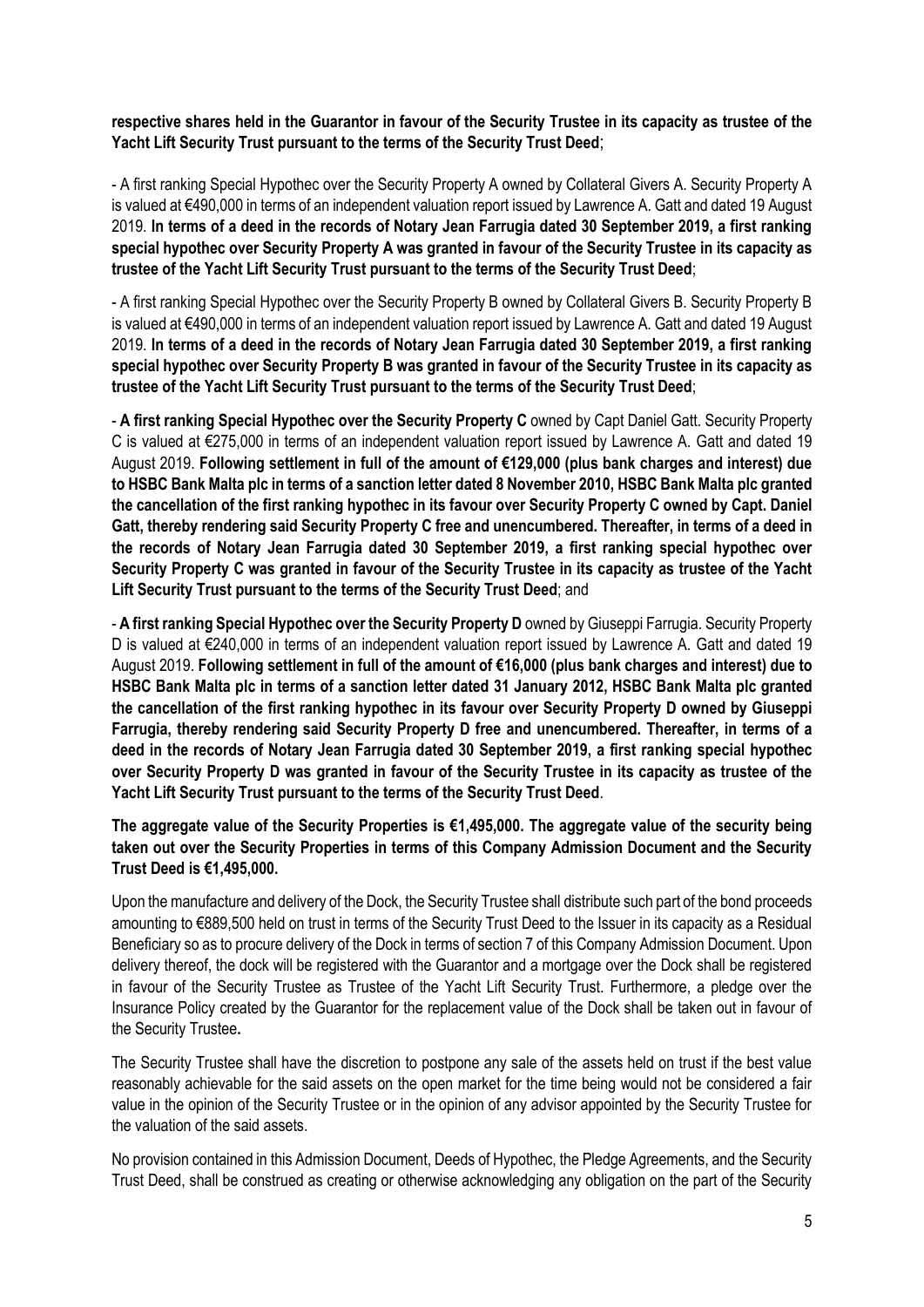**respective shares held in the Guarantor in favour of the Security Trustee in its capacity as trustee of the Yacht Lift Security Trust pursuant to the terms of the Security Trust Deed**;

- A first ranking Special Hypothec over the Security Property A owned by Collateral Givers A. Security Property A is valued at €490,000 in terms of an independent valuation report issued by Lawrence A. Gatt and dated 19 August 2019. **In terms of a deed in the records of Notary Jean Farrugia dated 30 September 2019, a first ranking special hypothec over Security Property A was granted in favour of the Security Trustee in its capacity as trustee of the Yacht Lift Security Trust pursuant to the terms of the Security Trust Deed**;

- A first ranking Special Hypothec over the Security Property B owned by Collateral Givers B. Security Property B is valued at €490,000 in terms of an independent valuation report issued by Lawrence A. Gatt and dated 19 August 2019. **In terms of a deed in the records of Notary Jean Farrugia dated 30 September 2019, a first ranking special hypothec over Security Property B was granted in favour of the Security Trustee in its capacity as trustee of the Yacht Lift Security Trust pursuant to the terms of the Security Trust Deed**;

- **A first ranking Special Hypothec over the Security Property C** owned by Capt Daniel Gatt. Security Property C is valued at €275,000 in terms of an independent valuation report issued by Lawrence A. Gatt and dated 19 August 2019. **Following settlement in full of the amount of €129,000 (plus bank charges and interest) due to HSBC Bank Malta plc in terms of a sanction letter dated 8 November 2010, HSBC Bank Malta plc granted the cancellation of the first ranking hypothec in its favour over Security Property C owned by Capt. Daniel Gatt, thereby rendering said Security Property C free and unencumbered. Thereafter, in terms of a deed in the records of Notary Jean Farrugia dated 30 September 2019, a first ranking special hypothec over Security Property C was granted in favour of the Security Trustee in its capacity as trustee of the Yacht Lift Security Trust pursuant to the terms of the Security Trust Deed**; and

- **A first ranking Special Hypothec over the Security Property D** owned by Giuseppi Farrugia. Security Property D is valued at €240,000 in terms of an independent valuation report issued by Lawrence A. Gatt and dated 19 August 2019. **Following settlement in full of the amount of €16,000 (plus bank charges and interest) due to HSBC Bank Malta plc in terms of a sanction letter dated 31 January 2012, HSBC Bank Malta plc granted the cancellation of the first ranking hypothec in its favour over Security Property D owned by Giuseppi Farrugia, thereby rendering said Security Property D free and unencumbered. Thereafter, in terms of a deed in the records of Notary Jean Farrugia dated 30 September 2019, a first ranking special hypothec over Security Property D was granted in favour of the Security Trustee in its capacity as trustee of the Yacht Lift Security Trust pursuant to the terms of the Security Trust Deed**.

**The aggregate value of the Security Properties is €1,495,000. The aggregate value of the security being taken out over the Security Properties in terms of this Company Admission Document and the Security Trust Deed is €1,495,000.**

Upon the manufacture and delivery of the Dock, the Security Trustee shall distribute such part of the bond proceeds amounting to €889,500 held on trust in terms of the Security Trust Deed to the Issuer in its capacity as a Residual Beneficiary so as to procure delivery of the Dock in terms of section 7 of this Company Admission Document. Upon delivery thereof, the dock will be registered with the Guarantor and a mortgage over the Dock shall be registered in favour of the Security Trustee as Trustee of the Yacht Lift Security Trust. Furthermore, a pledge over the Insurance Policy created by the Guarantor for the replacement value of the Dock shall be taken out in favour of the Security Trustee**.**

The Security Trustee shall have the discretion to postpone any sale of the assets held on trust if the best value reasonably achievable for the said assets on the open market for the time being would not be considered a fair value in the opinion of the Security Trustee or in the opinion of any advisor appointed by the Security Trustee for the valuation of the said assets.

No provision contained in this Admission Document, Deeds of Hypothec, the Pledge Agreements, and the Security Trust Deed, shall be construed as creating or otherwise acknowledging any obligation on the part of the Security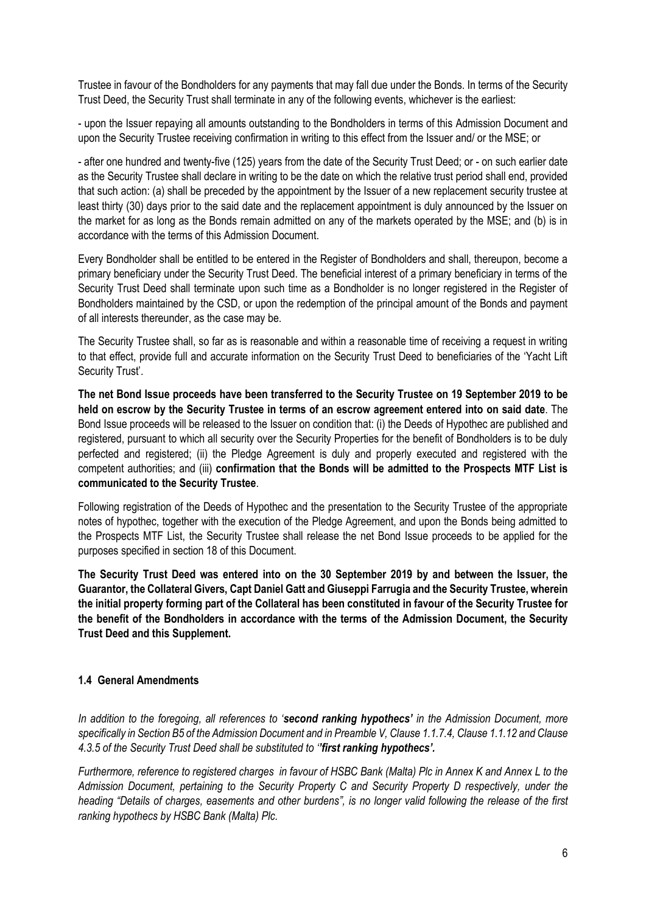Trustee in favour of the Bondholders for any payments that may fall due under the Bonds. In terms of the Security Trust Deed, the Security Trust shall terminate in any of the following events, whichever is the earliest:

- upon the Issuer repaying all amounts outstanding to the Bondholders in terms of this Admission Document and upon the Security Trustee receiving confirmation in writing to this effect from the Issuer and/ or the MSE; or

- after one hundred and twenty-five (125) years from the date of the Security Trust Deed; or - on such earlier date as the Security Trustee shall declare in writing to be the date on which the relative trust period shall end, provided that such action: (a) shall be preceded by the appointment by the Issuer of a new replacement security trustee at least thirty (30) days prior to the said date and the replacement appointment is duly announced by the Issuer on the market for as long as the Bonds remain admitted on any of the markets operated by the MSE; and (b) is in accordance with the terms of this Admission Document.

Every Bondholder shall be entitled to be entered in the Register of Bondholders and shall, thereupon, become a primary beneficiary under the Security Trust Deed. The beneficial interest of a primary beneficiary in terms of the Security Trust Deed shall terminate upon such time as a Bondholder is no longer registered in the Register of Bondholders maintained by the CSD, or upon the redemption of the principal amount of the Bonds and payment of all interests thereunder, as the case may be.

The Security Trustee shall, so far as is reasonable and within a reasonable time of receiving a request in writing to that effect, provide full and accurate information on the Security Trust Deed to beneficiaries of the 'Yacht Lift Security Trust'.

**The net Bond Issue proceeds have been transferred to the Security Trustee on 19 September 2019 to be held on escrow by the Security Trustee in terms of an escrow agreement entered into on said date**. The Bond Issue proceeds will be released to the Issuer on condition that: (i) the Deeds of Hypothec are published and registered, pursuant to which all security over the Security Properties for the benefit of Bondholders is to be duly perfected and registered; (ii) the Pledge Agreement is duly and properly executed and registered with the competent authorities; and (iii) **confirmation that the Bonds will be admitted to the Prospects MTF List is communicated to the Security Trustee**.

Following registration of the Deeds of Hypothec and the presentation to the Security Trustee of the appropriate notes of hypothec, together with the execution of the Pledge Agreement, and upon the Bonds being admitted to the Prospects MTF List, the Security Trustee shall release the net Bond Issue proceeds to be applied for the purposes specified in section 18 of this Document.

**The Security Trust Deed was entered into on the 30 September 2019 by and between the Issuer, the Guarantor, the Collateral Givers, Capt Daniel Gatt and Giuseppi Farrugia and the Security Trustee, wherein the initial property forming part of the Collateral has been constituted in favour of the Security Trustee for the benefit of the Bondholders in accordance with the terms of the Admission Document, the Security Trust Deed and this Supplement.**

### 1.4 General Amendments

*In addition to the foregoing, all references to '**second ranking hypothecs'** in the Admission Document, more specifically in Section B5 of the Admission Document and in Preamble V, Clause 1.1.7.4, Clause 1.1.12 and Clause 4.3.5 of the Security Trust Deed shall be substituted to '**'first ranking hypothecs'**.*

*Furthermore, reference to registered charges in favour of HSBC Bank (Malta) Plc in Annex K and Annex L to the Admission Document, pertaining to the Security Property C and Security Property D respectively, under the heading "Details of charges, easements and other burdens", is no longer valid following the release of the first ranking hypothecs by HSBC Bank (Malta) Plc.*